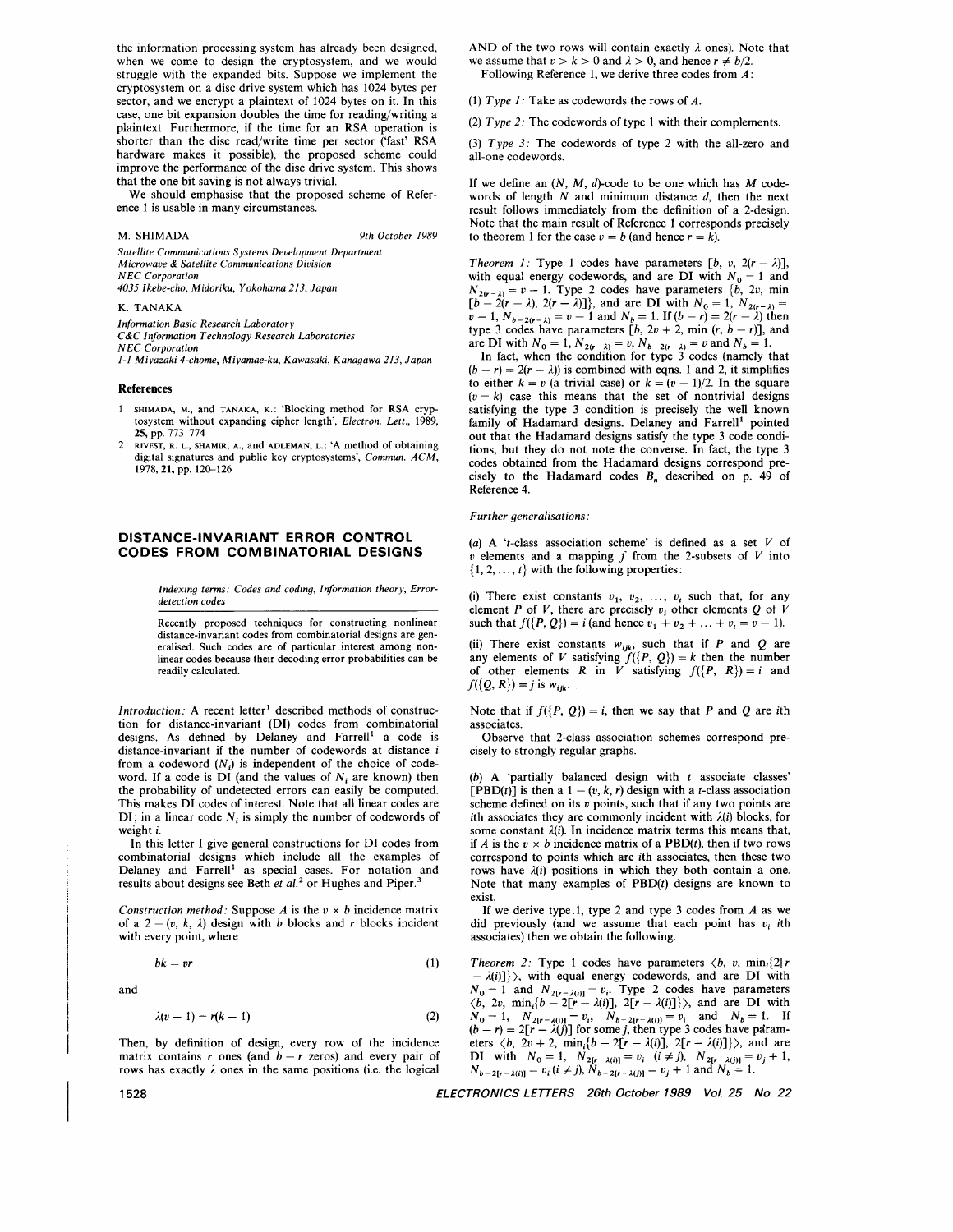the information processing system has already been designed, when we come to design the cryptosystem, and we would struggle with the expanded bits. Suppose we implement the cryptosystem on a disc drive system which has 1024 bytes per sector, and we encrypt a plaintext of 1024 bytes on it. In this case, one bit expansion doubles the time for reading/writing a plaintext. Furthermore, if the time for an RSA operation is shorter than the disc read/write time per sector ('fast' RSA hardware makes it possible), the proposed scheme could improve the performance of the disc drive system. This shows that the one bit saving is not always trivial.

We should emphasise that the proposed scheme of Reference 1 is usable in many circumstances.

M. SHIMADA — 9th October 1989

*Satellite Communications Systems Development Department*
*Microwave & Satellite Communications Division*
*NEC Corporation*
*4035 Ikebe-cho, Midoriku, Yokohama 213, Japan*

K. TANAKA

*Information Basic Research Laboratory*
*C&C Information Technology Research Laboratories*
*NEC Corporation*
*1-1 Miyazaki 4-chome, Miyamae-ku, Kawasaki, Kanagawa 213, Japan*

## References

1. SHIMADA, M., and TANAKA, K.: 'Blocking method for RSA cryptosystem without expanding cipher length', *Electron. Lett.*, 1989, **25**, pp. 773–774
2. RIVEST, R. L., SHAMIR, A., and ADLEMAN, L.: 'A method of obtaining digital signatures and public key cryptosystems', *Commun. ACM*, 1978, **21**, pp. 120–126

# DISTANCE-INVARIANT ERROR CONTROL CODES FROM COMBINATORIAL DESIGNS

*Indexing terms: Codes and coding, Information theory, Error-detection codes*

Recently proposed techniques for constructing nonlinear distance-invariant codes from combinatorial designs are generalised. Such codes are of particular interest among nonlinear codes because their decoding error probabilities can be readily calculated.

*Introduction:* A recent letter[1] described methods of construction for distance-invariant (DI) codes from combinatorial designs. As defined by Delaney and Farrell[1] a code is distance-invariant if the number of codewords at distance $i$ from a codeword ($N_i$) is independent of the choice of codeword. If a code is DI (and the values of $N_i$ are known) then the probability of undetected errors can easily be computed. This makes DI codes of interest. Note that all linear codes are DI; in a linear code $N_i$ is simply the number of codewords of weight $i$.

In this letter I give general constructions for DI codes from combinatorial designs which include all the examples of Delaney and Farrell[1] as special cases. For notation and results about designs see Beth *et al.*[2] or Hughes and Piper.[3]

*Construction method:* Suppose $A$ is the $v \times b$ incidence matrix of a $2-(v, k, \lambda)$ design with $b$ blocks and $r$ blocks incident with every point, where

$$bk = vr \tag{1}$$

and

$$\lambda(v-1) = r(k-1) \tag{2}$$

Then, by definition of design, every row of the incidence matrix contains $r$ ones (and $b - r$ zeros) and every pair of rows has exactly $\lambda$ ones in the same positions (i.e. the logical AND of the two rows will contain exactly $\lambda$ ones). Note that we assume that $v > k > 0$ and $\lambda > 0$, and hence $r \neq b/2$.

Following Reference 1, we derive three codes from $A$:

(1) *Type 1:* Take as codewords the rows of $A$.

(2) *Type 2:* The codewords of type 1 with their complements.

(3) *Type 3:* The codewords of type 2 with the all-zero and all-one codewords.

If we define an $(N, M, d)$-code to be one which has $M$ codewords of length $N$ and minimum distance $d$, then the next result follows immediately from the definition of a 2-design. Note that the main result of Reference 1 corresponds precisely to theorem 1 for the case $v = b$ (and hence $r = k$).

*Theorem 1:* Type 1 codes have parameters $[b, v, 2(r-\lambda)]$, with equal energy codewords, and are DI with $N_0 = 1$ and $N_{2(r-\lambda)} = v - 1$. Type 2 codes have parameters $\{b, 2v, \min[b - 2(r-\lambda), 2(r-\lambda)]\}$, and are DI with $N_0 = 1$, $N_{2(r-\lambda)} = v - 1$, $N_{b-2(r-\lambda)} = v - 1$ and $N_b = 1$. If $(b - r) = 2(r - \lambda)$ then type 3 codes have parameters $[b, 2v + 2, \min(r, b - r)]$, and are DI with $N_0 = 1$, $N_{2(r-\lambda)} = v$, $N_{b-2(r-\lambda)} = v$ and $N_b = 1$.

In fact, when the condition for type 3 codes (namely that $(b - r) = 2(r - \lambda)$) is combined with eqns. 1 and 2, it simplifies to either $k = v$ (a trivial case) or $k = (v-1)/2$. In the square ($v = k$) case this means that the set of nontrivial designs satisfying the type 3 condition is precisely the well known family of Hadamard designs. Delaney and Farrell[1] pointed out that the Hadamard designs satisfy the type 3 code conditions, but they do not note the converse. In fact, the type 3 codes obtained from the Hadamard designs correspond precisely to the Hadamard codes $B_n$ described on p. 49 of Reference 4.

*Further generalisations:*

(*a*) A '*t*-class association scheme' is defined as a set $V$ of $v$ elements and a mapping $f$ from the 2-subsets of $V$ into $\{1, 2, \ldots, t\}$ with the following properties:

(i) There exist constants $v_1, v_2, \ldots, v_t$ such that, for any element $P$ of $V$, there are precisely $v_i$ other elements $Q$ of $V$ such that $f(\{P, Q\}) = i$ (and hence $v_1 + v_2 + \ldots + v_t = v - 1$).

(ii) There exist constants $w_{ijk}$ such that if $P$ and $Q$ are any elements of $V$ satisfying $f(\{P, Q\}) = k$ then the number of other elements $R$ in $V$ satisfying $f(\{P, R\}) = i$ and $f(\{Q, R\}) = j$ is $w_{ijk}$.

Note that if $f(\{P, Q\}) = i$, then we say that $P$ and $Q$ are $i$th associates.

Observe that 2-class association schemes correspond precisely to strongly regular graphs.

(*b*) A 'partially balanced design with $t$ associate classes' [PBD($t$)] is then a $1-(v, k, r)$ design with a $t$-class association scheme defined on its $v$ points, such that if any two points are $i$th associates they are commonly incident with $\lambda(i)$ blocks, for some constant $\lambda(i)$. In incidence matrix terms this means that, if $A$ is the $v \times b$ incidence matrix of a PBD($t$), then if two rows correspond to points which are $i$th associates, then these two rows have $\lambda(i)$ positions in which they both contain a one. Note that many examples of PBD($t$) designs are known to exist.

If we derive type 1, type 2 and type 3 codes from $A$ as we did previously (and we assume that each point has $v_i$ $i$th associates) then we obtain the following.

*Theorem 2:* Type 1 codes have parameters $\langle b, v, \min_i\{2[r - \lambda(i)]\}\rangle$, with equal energy codewords, and are DI with $N_0 = 1$ and $N_{2[r-\lambda(i)]} = v_i$. Type 2 codes have parameters $\langle b, 2v, \min_i\{b - 2[r - \lambda(i)], 2[r - \lambda(i)]\}\rangle$, and are DI with $N_0 = 1$, $N_{2[r-\lambda(i)]} = v_i$, $N_{b-2[r-\lambda(i)]} = v_i$ and $N_b = 1$. If $(b - r) = 2[r - \lambda(j)]$ for some $j$, then type 3 codes have parameters $\langle b, 2v + 2, \min_i\{b - 2[r - \lambda(i)], 2[r - \lambda(i)]\}\rangle$, and are DI with $N_0 = 1$, $N_{2[r-\lambda(i)]} = v_i$ $(i \neq j)$, $N_{2[r-\lambda(j)]} = v_j + 1$, $N_{b-2[r-\lambda(i)]} = v_i$ $(i \neq j)$, $N_{b-2[r-\lambda(j)]} = v_j + 1$ and $N_b = 1$.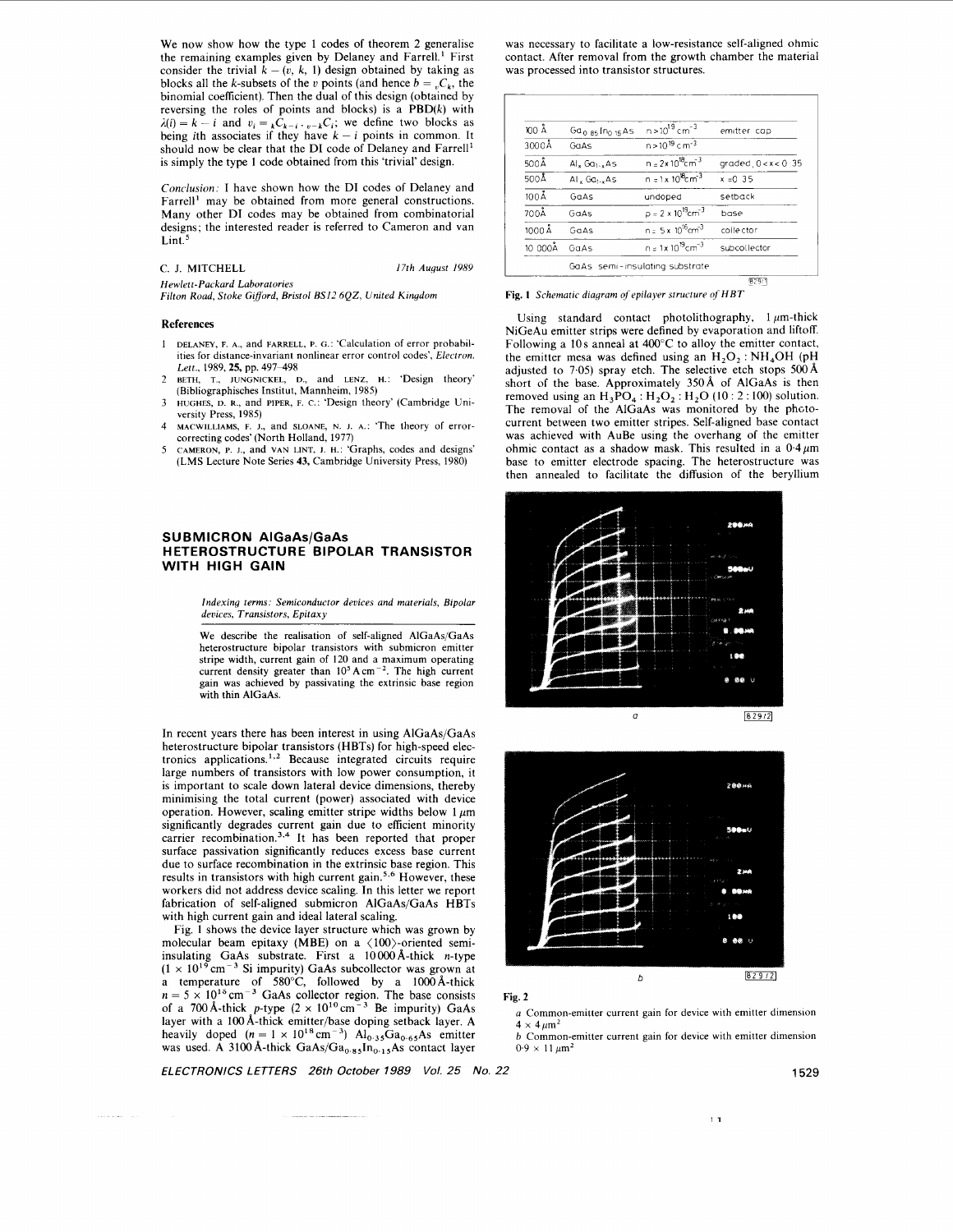We now show how the type 1 codes of theorem 2 generalise the remaining examples given by Delaney and Farrell.[1] First consider the trivial $k-(v, k, 1)$ design obtained by taking as blocks all the $k$-subsets of the $v$ points (and hence $b = {}_vC_k$, the binomial coefficient). Then the dual of this design (obtained by reversing the roles of points and blocks) is a PBD($k$) with $\lambda(i) = k - i$ and $v_i = {}_kC_{k-i} \cdot {}_{v-k}C_i$; we define two blocks as being $i$th associates if they have $k - i$ points in common. It should now be clear that the DI code of Delaney and Farrell[1] is simply the type 1 code obtained from this 'trivial' design.

*Conclusion:* I have shown how the DI codes of Delaney and Farrell[1] may be obtained from more general constructions. Many other DI codes may be obtained from combinatorial designs; the interested reader is referred to Cameron and van Lint.[5]

C. J. MITCHELL — *17th August 1989*

*Hewlett-Packard Laboratories*
*Filton Road, Stoke Gifford, Bristol BS12 6QZ, United Kingdom*

### References

1. DELANEY, F. A., and FARRELL, P. G.: 'Calculation of error probabilities for distance-invariant nonlinear error control codes', *Electron. Lett.*, 1989, **25**, pp. 497–498
2. BETH, T., JUNGNICKEL, D., and LENZ, H.: 'Design theory' (Bibliographisches Institut, Mannheim, 1985)
3. HUGHES, D. R., and PIPER, F. C.: 'Design theory' (Cambridge University Press, 1985)
4. MACWILLIAMS, F. J., and SLOANE, N. J. A.: 'The theory of error-correcting codes' (North Holland, 1977)
5. CAMERON, P. J., and VAN LINT, J. H.: 'Graphs, codes and designs' (LMS Lecture Note Series **43**, Cambridge University Press, 1980)

## SUBMICRON AlGaAs/GaAs HETEROSTRUCTURE BIPOLAR TRANSISTOR WITH HIGH GAIN

*Indexing terms: Semiconductor devices and materials, Bipolar devices, Transistors, Epitaxy*

We describe the realisation of self-aligned AlGaAs/GaAs heterostructure bipolar transistors with submicron emitter stripe width, current gain of 120 and a maximum operating current density greater than $10^5$ A cm$^{-2}$. The high current gain was achieved by passivating the extrinsic base region with thin AlGaAs.

In recent years there has been interest in using AlGaAs/GaAs heterostructure bipolar transistors (HBTs) for high-speed electronics applications.[1,2] Because integrated circuits require large numbers of transistors with low power consumption, it is important to scale down lateral device dimensions, thereby minimising the total current (power) associated with device operation. However, scaling emitter stripe widths below 1 $\mu$m significantly degrades current gain due to efficient minority carrier recombination.[3,4] It has been reported that proper surface passivation significantly reduces excess base current due to surface recombination in the extrinsic base region. This results in transistors with high current gain.[5,6] However, these workers did not address device scaling. In this letter we report fabrication of self-aligned submicron AlGaAs/GaAs HBTs with high current gain and ideal lateral scaling.

Fig. 1 shows the device layer structure which was grown by molecular beam epitaxy (MBE) on a ⟨100⟩-oriented semi-insulating GaAs substrate. First a 10 000 Å-thick $n$-type ($1 \times 10^{19}$ cm$^{-3}$ Si impurity) GaAs subcollector was grown at a temperature of 580°C, followed by a 1000 Å-thick $n = 5 \times 10^{16}$ cm$^{-3}$ GaAs collector region. The base consists of a 700 Å-thick $p$-type ($2 \times 10^{19}$ cm$^{-3}$ Be impurity) GaAs layer with a 100 Å-thick emitter/base doping setback layer. A heavily doped ($n = 1 \times 10^{18}$ cm$^{-3}$) $Al_{0.35}Ga_{0.65}As$ emitter was used. A 3100 Å-thick GaAs/$Ga_{0.85}In_{0.15}As$ contact layer was necessary to facilitate a low-resistance self-aligned ohmic contact. After removal from the growth chamber the material was processed into transistor structures.

| | | | |
|---|---|---|---|
| 100 Å | $Ga_{0.85}In_{0.15}As$ | $n > 10^{19}$ cm$^{-3}$ | emitter cap |
| 3000 Å | GaAs | $n > 10^{19}$ cm$^{-3}$ | |
| 500 Å | $Al_xGa_{1-x}As$ | $n = 2 \times 10^{18}$ cm$^{-3}$ | graded, $0 < x < 0.35$ |
| 500 Å | $Al_xGa_{1-x}As$ | $n = 1 \times 10^{18}$ cm$^{-3}$ | $x = 0.35$ |
| 100 Å | GaAs | undoped | setback |
| 700 Å | GaAs | $p = 2 \times 10^{19}$ cm$^{-3}$ | base |
| 1000 Å | GaAs | $n = 5 \times 10^{16}$ cm$^{-3}$ | collector |
| 10 000 Å | GaAs | $n = 1 \times 10^{19}$ cm$^{-3}$ | subcollector |
| | GaAs semi-insulating substrate | | |

**Fig. 1** *Schematic diagram of epilayer structure of HBT*

Using standard contact photolithography, 1 $\mu$m-thick NiGeAu emitter strips were defined by evaporation and liftoff. Following a 10 s anneal at 400°C to alloy the emitter contact, the emitter mesa was defined using an $H_2O_2$ : $NH_4OH$ (pH adjusted to 7·05) spray etch. The selective etch stops 500 Å short of the base. Approximately 350 Å of AlGaAs is then removed using an $H_3PO_4$ : $H_2O_2$ : $H_2O$ (10 : 2 : 100) solution. The removal of the AlGaAs was monitored by the photocurrent between two emitter stripes. Self-aligned base contact was achieved with AuBe using the overhang of the emitter ohmic contact as a shadow mask. This resulted in a 0·4 $\mu$m base to emitter electrode spacing. The heterostructure was then annealed to facilitate the diffusion of the beryllium

200 μA
500 mV
2 mA
0.00 mA
100
0.00 V

*a*

200 μA
500 mV
2 mA
0.00 mA
100
0.00 V

*b*

**Fig. 2**

*a* Common-emitter current gain for device with emitter dimension $4 \times 4\,\mu m^2$

*b* Common-emitter current gain for device with emitter dimension $0{\cdot}9 \times 11\,\mu m^2$